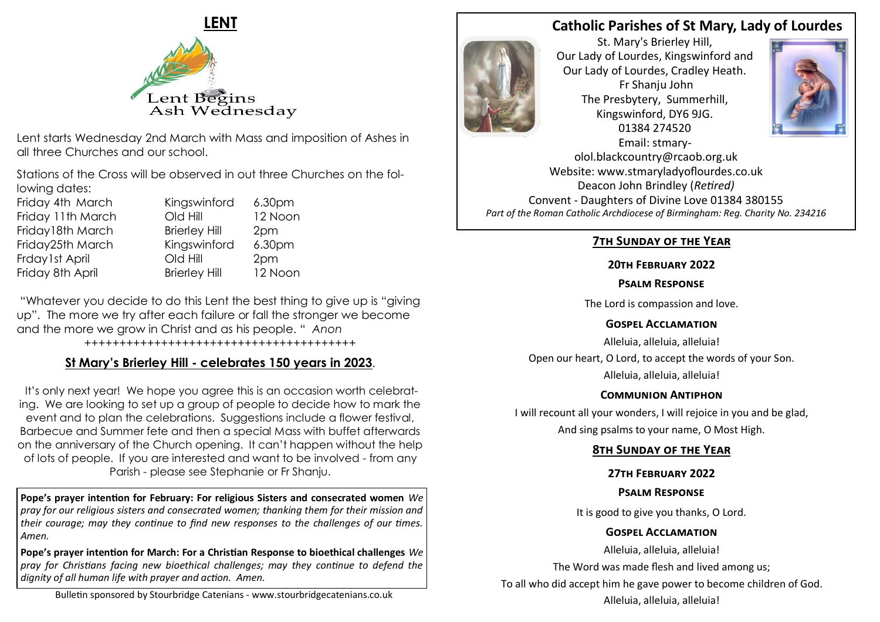# LENT

Lent Begins Ash Wednesday

Lent starts Wednesday 2nd March with Mass and imposition of Ashes in all three Churches and our school.

Stations of the Cross will be observed in out three Churches on the following dates:

| | | |
|---|---|---|
| Friday 4th March | Kingswinford | 6.30pm |
| Friday 11th March | Old Hill | 12 Noon |
| Friday18th March | Brierley Hill | 2pm |
| Friday25th March | Kingswinford | 6.30pm |
| Frday1st April | Old Hill | 2pm |
| Friday 8th April | Brierley Hill | 12 Noon |

"Whatever you decide to do this Lent the best thing to give up is "giving up". The more we try after each failure or fall the stronger we become and the more we grow in Christ and as his people. " *Anon*

++++++++++++++++++++++++++++++++++++++++

## St Mary's Brierley Hill - celebrates 150 years in 2023.

It's only next year! We hope you agree this is an occasion worth celebrating. We are looking to set up a group of people to decide how to mark the event and to plan the celebrations. Suggestions include a flower festival, Barbecue and Summer fete and then a special Mass with buffet afterwards on the anniversary of the Church opening. It can't happen without the help of lots of people. If you are interested and want to be involved - from any Parish - please see Stephanie or Fr Shanju.

**Pope's prayer intention for February: For religious Sisters and consecrated women** *We pray for our religious sisters and consecrated women; thanking them for their mission and their courage; may they continue to find new responses to the challenges of our times. Amen.*

**Pope's prayer intention for March: For a Christian Response to bioethical challenges** *We pray for Christians facing new bioethical challenges; may they continue to defend the dignity of all human life with prayer and action. Amen.*

Bulletin sponsored by Stourbridge Catenians - www.stourbridgecatenians.co.uk

# Catholic Parishes of St Mary, Lady of Lourdes

St. Mary's Brierley Hill,
Our Lady of Lourdes, Kingswinford and
Our Lady of Lourdes, Cradley Heath.
Fr Shanju John
The Presbytery, Summerhill,
Kingswinford, DY6 9JG.
01384 274520
Email: stmary-olol.blackcountry@rcaob.org.uk
Website: www.stmaryladyoflourdes.co.uk
Deacon John Brindley (*Retired)*
Convent - Daughters of Divine Love 01384 380155
*Part of the Roman Catholic Archdiocese of Birmingham: Reg. Charity No. 234216*

## 7th Sunday of the Year

**20th February 2022**

**Psalm Response**

The Lord is compassion and love.

**Gospel Acclamation**

Alleluia, alleluia, alleluia!
Open our heart, O Lord, to accept the words of your Son.
Alleluia, alleluia, alleluia!

**Communion Antiphon**

I will recount all your wonders, I will rejoice in you and be glad,
And sing psalms to your name, O Most High.

## 8th Sunday of the Year

**27th February 2022**

**Psalm Response**

It is good to give you thanks, O Lord.

**Gospel Acclamation**

Alleluia, alleluia, alleluia!
The Word was made flesh and lived among us;
To all who did accept him he gave power to become children of God.
Alleluia, alleluia, alleluia!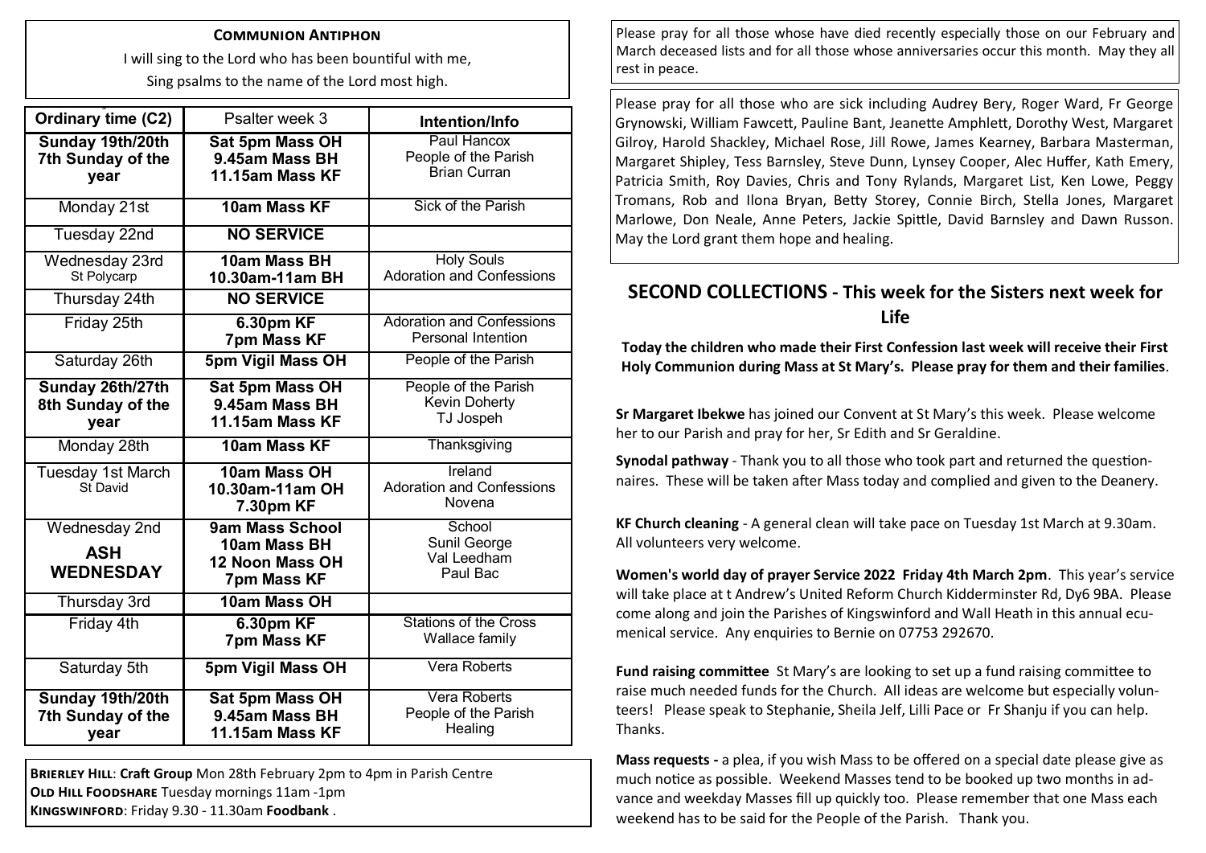**Communion Antiphon**

I will sing to the Lord who has been bountiful with me,
Sing psalms to the name of the Lord most high.

| Ordinary time (C2) | Psalter week 3 | Intention/Info |
|---|---|---|
| **Sunday 19th/20th 7th Sunday of the year** | **Sat 5pm Mass OH 9.45am Mass BH 11.15am Mass KF** | Paul Hancox People of the Parish Brian Curran |
| Monday 21st | **10am Mass KF** | Sick of the Parish |
| Tuesday 22nd | **NO SERVICE** | |
| Wednesday 23rd St Polycarp | **10am Mass BH 10.30am-11am BH** | Holy Souls Adoration and Confessions |
| Thursday 24th | **NO SERVICE** | |
| Friday 25th | **6.30pm KF 7pm Mass KF** | Adoration and Confessions Personal Intention |
| Saturday 26th | **5pm Vigil Mass OH** | People of the Parish |
| **Sunday 26th/27th 8th Sunday of the year** | **Sat 5pm Mass OH 9.45am Mass BH 11.15am Mass KF** | People of the Parish Kevin Doherty TJ Jospeh |
| Monday 28th | **10am Mass KF** | Thanksgiving |
| Tuesday 1st March St David | **10am Mass OH 10.30am-11am OH 7.30pm KF** | Ireland Adoration and Confessions Novena |
| Wednesday 2nd **ASH WEDNESDAY** | **9am Mass School 10am Mass BH 12 Noon Mass OH 7pm Mass KF** | School Sunil George Val Leedham Paul Bac |
| Thursday 3rd | **10am Mass OH** | |
| Friday 4th | **6.30pm KF 7pm Mass KF** | Stations of the Cross Wallace family |
| Saturday 5th | **5pm Vigil Mass OH** | Vera Roberts |
| **Sunday 19th/20th 7th Sunday of the year** | **Sat 5pm Mass OH 9.45am Mass BH 11.15am Mass KF** | Vera Roberts People of the Parish Healing |

**Brierley Hill**: **Craft Group** Mon 28th February 2pm to 4pm in Parish Centre
**Old Hill Foodshare** Tuesday mornings 11am -1pm
**Kingswinford**: Friday 9.30 - 11.30am **Foodbank** .

Please pray for all those whose have died recently especially those on our February and March deceased lists and for all those whose anniversaries occur this month. May they all rest in peace.

Please pray for all those who are sick including Audrey Bery, Roger Ward, Fr George Grynowski, William Fawcett, Pauline Bant, Jeanette Amphlett, Dorothy West, Margaret Gilroy, Harold Shackley, Michael Rose, Jill Rowe, James Kearney, Barbara Masterman, Margaret Shipley, Tess Barnsley, Steve Dunn, Lynsey Cooper, Alec Huffer, Kath Emery, Patricia Smith, Roy Davies, Chris and Tony Rylands, Margaret List, Ken Lowe, Peggy Tromans, Rob and Ilona Bryan, Betty Storey, Connie Birch, Stella Jones, Margaret Marlowe, Don Neale, Anne Peters, Jackie Spittle, David Barnsley and Dawn Russon. May the Lord grant them hope and healing.

## SECOND COLLECTIONS - This week for the Sisters next week for Life

**Today the children who made their First Confession last week will receive their First Holy Communion during Mass at St Mary's. Please pray for them and their families**.

**Sr Margaret Ibekwe** has joined our Convent at St Mary's this week. Please welcome her to our Parish and pray for her, Sr Edith and Sr Geraldine.

**Synodal pathway** - Thank you to all those who took part and returned the questionnaires. These will be taken after Mass today and complied and given to the Deanery.

**KF Church cleaning** - A general clean will take pace on Tuesday 1st March at 9.30am. All volunteers very welcome.

**Women's world day of prayer Service 2022 Friday 4th March 2pm**. This year's service will take place at t Andrew's United Reform Church Kidderminster Rd, Dy6 9BA. Please come along and join the Parishes of Kingswinford and Wall Heath in this annual ecumenical service. Any enquiries to Bernie on 07753 292670.

**Fund raising committee** St Mary's are looking to set up a fund raising committee to raise much needed funds for the Church. All ideas are welcome but especially volunteers! Please speak to Stephanie, Sheila Jelf, Lilli Pace or Fr Shanju if you can help. Thanks.

**Mass requests -** a plea, if you wish Mass to be offered on a special date please give as much notice as possible. Weekend Masses tend to be booked up two months in advance and weekday Masses fill up quickly too. Please remember that one Mass each weekend has to be said for the People of the Parish. Thank you.